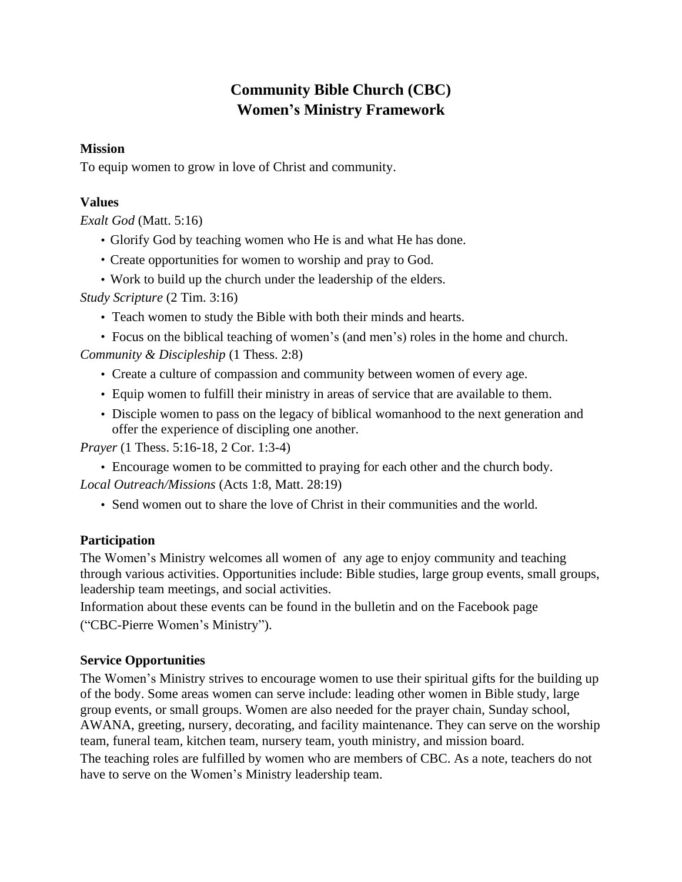# Community Bible Church (CBC)
# Women's Ministry Framework

**Mission**

To equip women to grow in love of Christ and community.

**Values**

*Exalt God* (Matt. 5:16)

- Glorify God by teaching women who He is and what He has done.
- Create opportunities for women to worship and pray to God.
- Work to build up the church under the leadership of the elders.

*Study Scripture* (2 Tim. 3:16)

- Teach women to study the Bible with both their minds and hearts.
- Focus on the biblical teaching of women's (and men's) roles in the home and church.

*Community & Discipleship* (1 Thess. 2:8)

- Create a culture of compassion and community between women of every age.
- Equip women to fulfill their ministry in areas of service that are available to them.
- Disciple women to pass on the legacy of biblical womanhood to the next generation and offer the experience of discipling one another.

*Prayer* (1 Thess. 5:16-18, 2 Cor. 1:3-4)

- Encourage women to be committed to praying for each other and the church body.

*Local Outreach/Missions* (Acts 1:8, Matt. 28:19)

- Send women out to share the love of Christ in their communities and the world.

**Participation**

The Women's Ministry welcomes all women of any age to enjoy community and teaching through various activities. Opportunities include: Bible studies, large group events, small groups, leadership team meetings, and social activities.

Information about these events can be found in the bulletin and on the Facebook page ("CBC-Pierre Women's Ministry").

**Service Opportunities**

The Women's Ministry strives to encourage women to use their spiritual gifts for the building up of the body. Some areas women can serve include: leading other women in Bible study, large group events, or small groups. Women are also needed for the prayer chain, Sunday school, AWANA, greeting, nursery, decorating, and facility maintenance. They can serve on the worship team, funeral team, kitchen team, nursery team, youth ministry, and mission board.

The teaching roles are fulfilled by women who are members of CBC. As a note, teachers do not have to serve on the Women's Ministry leadership team.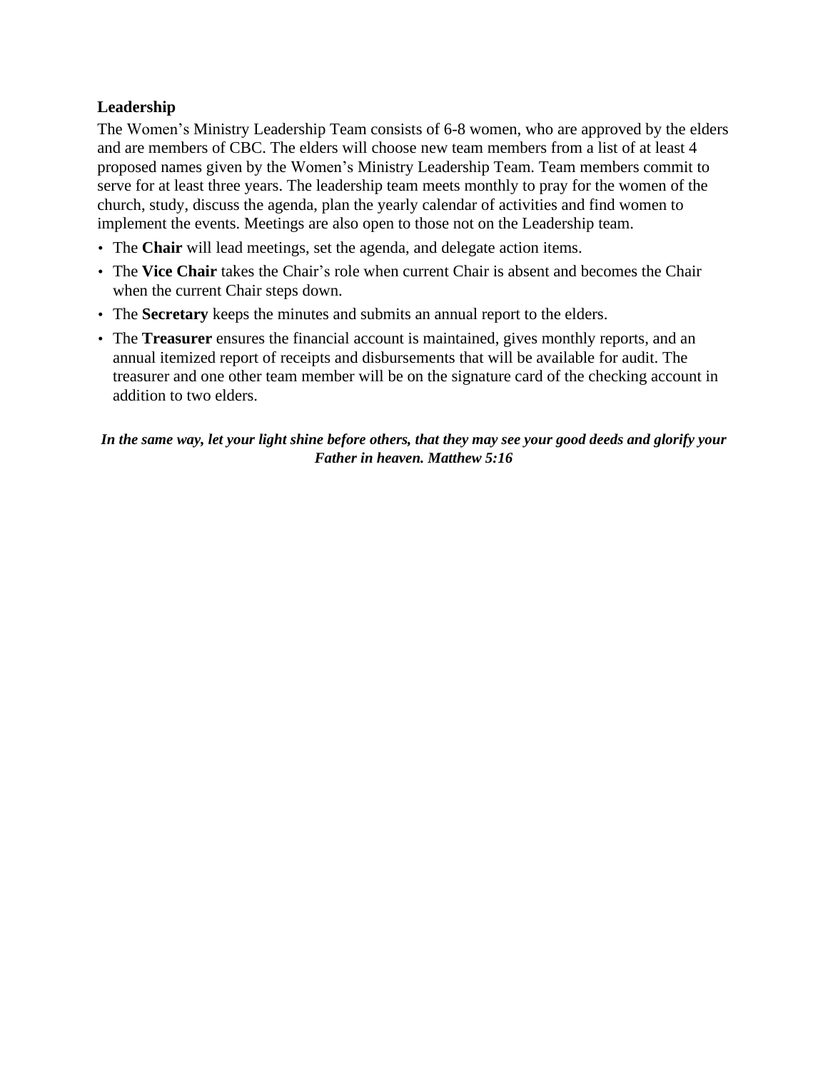**Leadership**

The Women's Ministry Leadership Team consists of 6-8 women, who are approved by the elders and are members of CBC. The elders will choose new team members from a list of at least 4 proposed names given by the Women's Ministry Leadership Team. Team members commit to serve for at least three years. The leadership team meets monthly to pray for the women of the church, study, discuss the agenda, plan the yearly calendar of activities and find women to implement the events. Meetings are also open to those not on the Leadership team.

- The **Chair** will lead meetings, set the agenda, and delegate action items.
- The **Vice Chair** takes the Chair's role when current Chair is absent and becomes the Chair when the current Chair steps down.
- The **Secretary** keeps the minutes and submits an annual report to the elders.
- The **Treasurer** ensures the financial account is maintained, gives monthly reports, and an annual itemized report of receipts and disbursements that will be available for audit. The treasurer and one other team member will be on the signature card of the checking account in addition to two elders.

***In the same way, let your light shine before others, that they may see your good deeds and glorify your Father in heaven. Matthew 5:16***